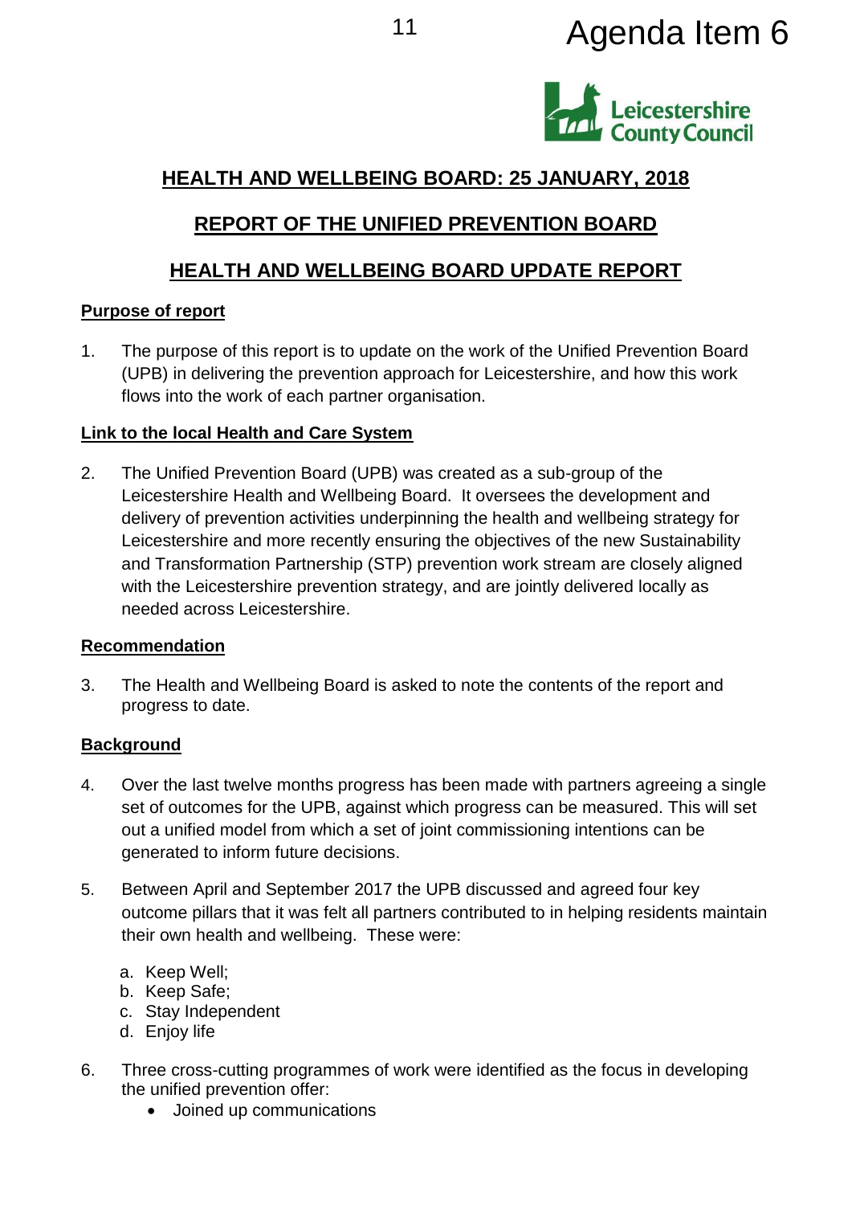Agenda Item 6

# HEALTH AND WELLBEING BOARD: 25 JANUARY, 2018

## REPORT OF THE UNIFIED PREVENTION BOARD

## HEALTH AND WELLBEING BOARD UPDATE REPORT

### Purpose of report

1. The purpose of this report is to update on the work of the Unified Prevention Board (UPB) in delivering the prevention approach for Leicestershire, and how this work flows into the work of each partner organisation.

### Link to the local Health and Care System

2. The Unified Prevention Board (UPB) was created as a sub-group of the Leicestershire Health and Wellbeing Board. It oversees the development and delivery of prevention activities underpinning the health and wellbeing strategy for Leicestershire and more recently ensuring the objectives of the new Sustainability and Transformation Partnership (STP) prevention work stream are closely aligned with the Leicestershire prevention strategy, and are jointly delivered locally as needed across Leicestershire.

### Recommendation

3. The Health and Wellbeing Board is asked to note the contents of the report and progress to date.

### Background

4. Over the last twelve months progress has been made with partners agreeing a single set of outcomes for the UPB, against which progress can be measured. This will set out a unified model from which a set of joint commissioning intentions can be generated to inform future decisions.

5. Between April and September 2017 the UPB discussed and agreed four key outcome pillars that it was felt all partners contributed to in helping residents maintain their own health and wellbeing. These were:

   a. Keep Well;
   b. Keep Safe;
   c. Stay Independent
   d. Enjoy life

6. Three cross-cutting programmes of work were identified as the focus in developing the unified prevention offer:
   - Joined up communications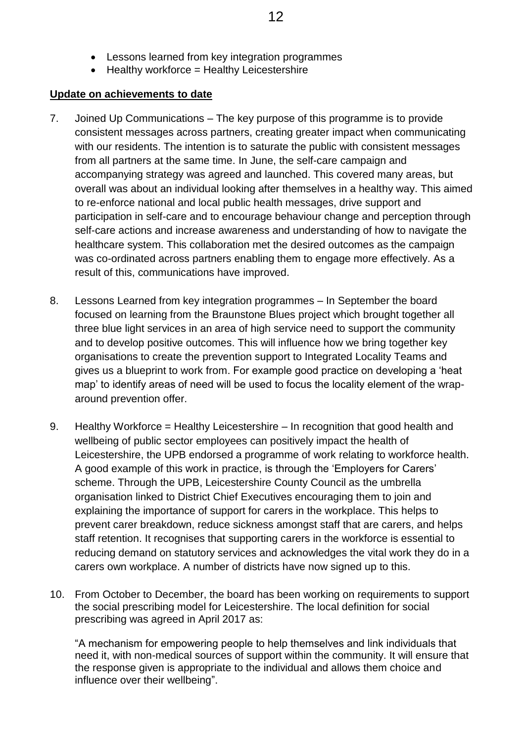- Lessons learned from key integration programmes
- Healthy workforce = Healthy Leicestershire

**Update on achievements to date**

7. Joined Up Communications – The key purpose of this programme is to provide consistent messages across partners, creating greater impact when communicating with our residents. The intention is to saturate the public with consistent messages from all partners at the same time. In June, the self-care campaign and accompanying strategy was agreed and launched. This covered many areas, but overall was about an individual looking after themselves in a healthy way. This aimed to re-enforce national and local public health messages, drive support and participation in self-care and to encourage behaviour change and perception through self-care actions and increase awareness and understanding of how to navigate the healthcare system. This collaboration met the desired outcomes as the campaign was co-ordinated across partners enabling them to engage more effectively. As a result of this, communications have improved.

8. Lessons Learned from key integration programmes – In September the board focused on learning from the Braunstone Blues project which brought together all three blue light services in an area of high service need to support the community and to develop positive outcomes. This will influence how we bring together key organisations to create the prevention support to Integrated Locality Teams and gives us a blueprint to work from. For example good practice on developing a 'heat map' to identify areas of need will be used to focus the locality element of the wrap-around prevention offer.

9. Healthy Workforce = Healthy Leicestershire – In recognition that good health and wellbeing of public sector employees can positively impact the health of Leicestershire, the UPB endorsed a programme of work relating to workforce health. A good example of this work in practice, is through the 'Employers for Carers' scheme. Through the UPB, Leicestershire County Council as the umbrella organisation linked to District Chief Executives encouraging them to join and explaining the importance of support for carers in the workplace. This helps to prevent carer breakdown, reduce sickness amongst staff that are carers, and helps staff retention. It recognises that supporting carers in the workforce is essential to reducing demand on statutory services and acknowledges the vital work they do in a carers own workplace. A number of districts have now signed up to this.

10. From October to December, the board has been working on requirements to support the social prescribing model for Leicestershire. The local definition for social prescribing was agreed in April 2017 as:

    "A mechanism for empowering people to help themselves and link individuals that need it, with non-medical sources of support within the community. It will ensure that the response given is appropriate to the individual and allows them choice and influence over their wellbeing".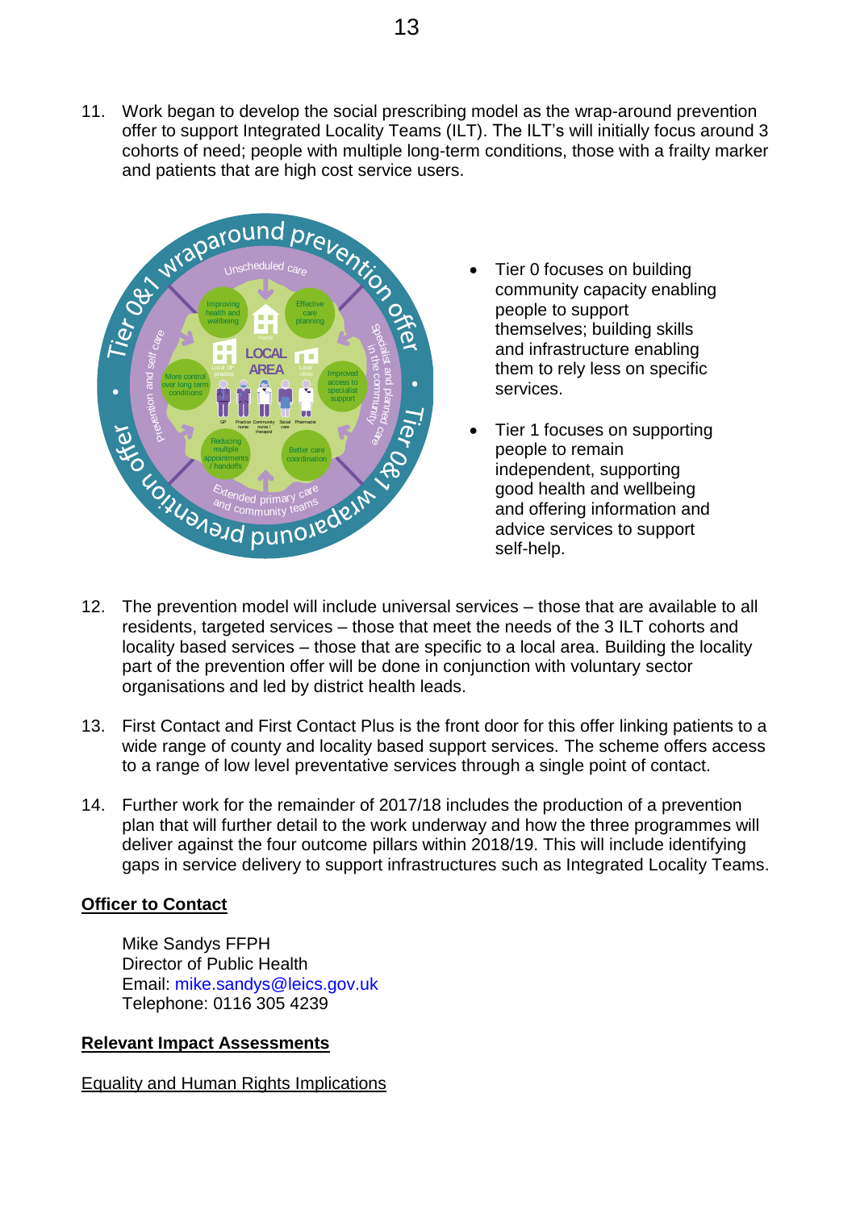11. Work began to develop the social prescribing model as the wrap-around prevention offer to support Integrated Locality Teams (ILT). The ILT's will initially focus around 3 cohorts of need; people with multiple long-term conditions, those with a frailty marker and patients that are high cost service users.

- Tier 0 focuses on building community capacity enabling people to support themselves; building skills and infrastructure enabling them to rely less on specific services.
- Tier 1 focuses on supporting people to remain independent, supporting good health and wellbeing and offering information and advice services to support self-help.

12. The prevention model will include universal services – those that are available to all residents, targeted services – those that meet the needs of the 3 ILT cohorts and locality based services – those that are specific to a local area. Building the locality part of the prevention offer will be done in conjunction with voluntary sector organisations and led by district health leads.

13. First Contact and First Contact Plus is the front door for this offer linking patients to a wide range of county and locality based support services. The scheme offers access to a range of low level preventative services through a single point of contact.

14. Further work for the remainder of 2017/18 includes the production of a prevention plan that will further detail to the work underway and how the three programmes will deliver against the four outcome pillars within 2018/19. This will include identifying gaps in service delivery to support infrastructures such as Integrated Locality Teams.

**Officer to Contact**

Mike Sandys FFPH
Director of Public Health
Email: mike.sandys@leics.gov.uk
Telephone: 0116 305 4239

**Relevant Impact Assessments**

Equality and Human Rights Implications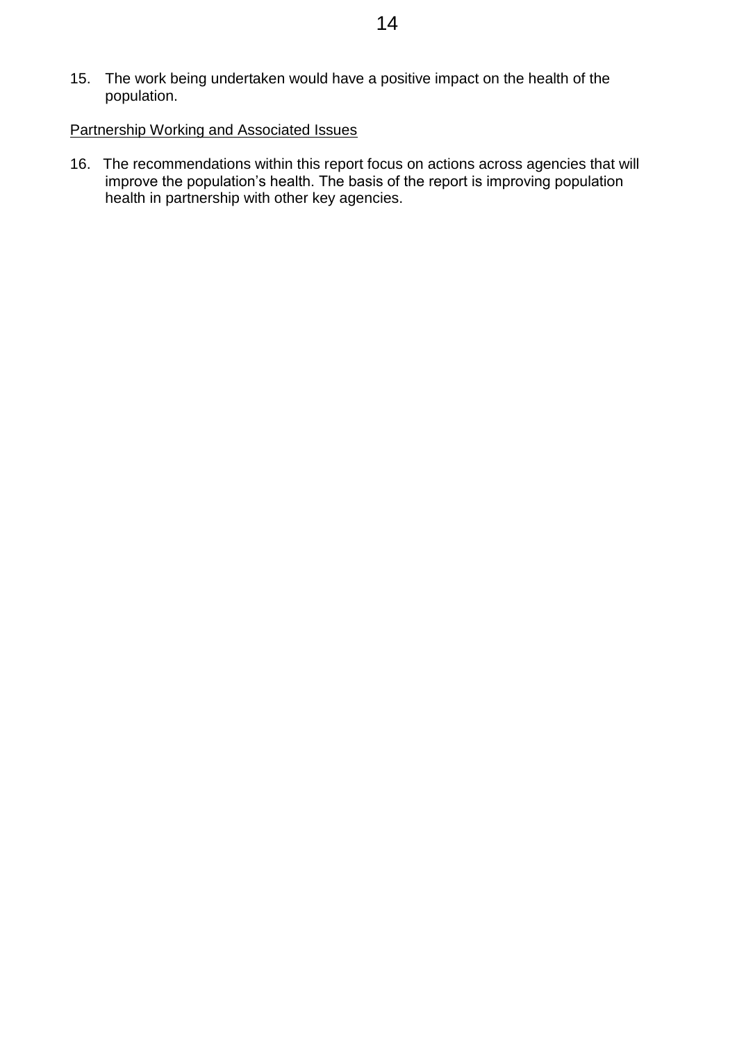15. The work being undertaken would have a positive impact on the health of the population.

Partnership Working and Associated Issues

16. The recommendations within this report focus on actions across agencies that will improve the population's health. The basis of the report is improving population health in partnership with other key agencies.